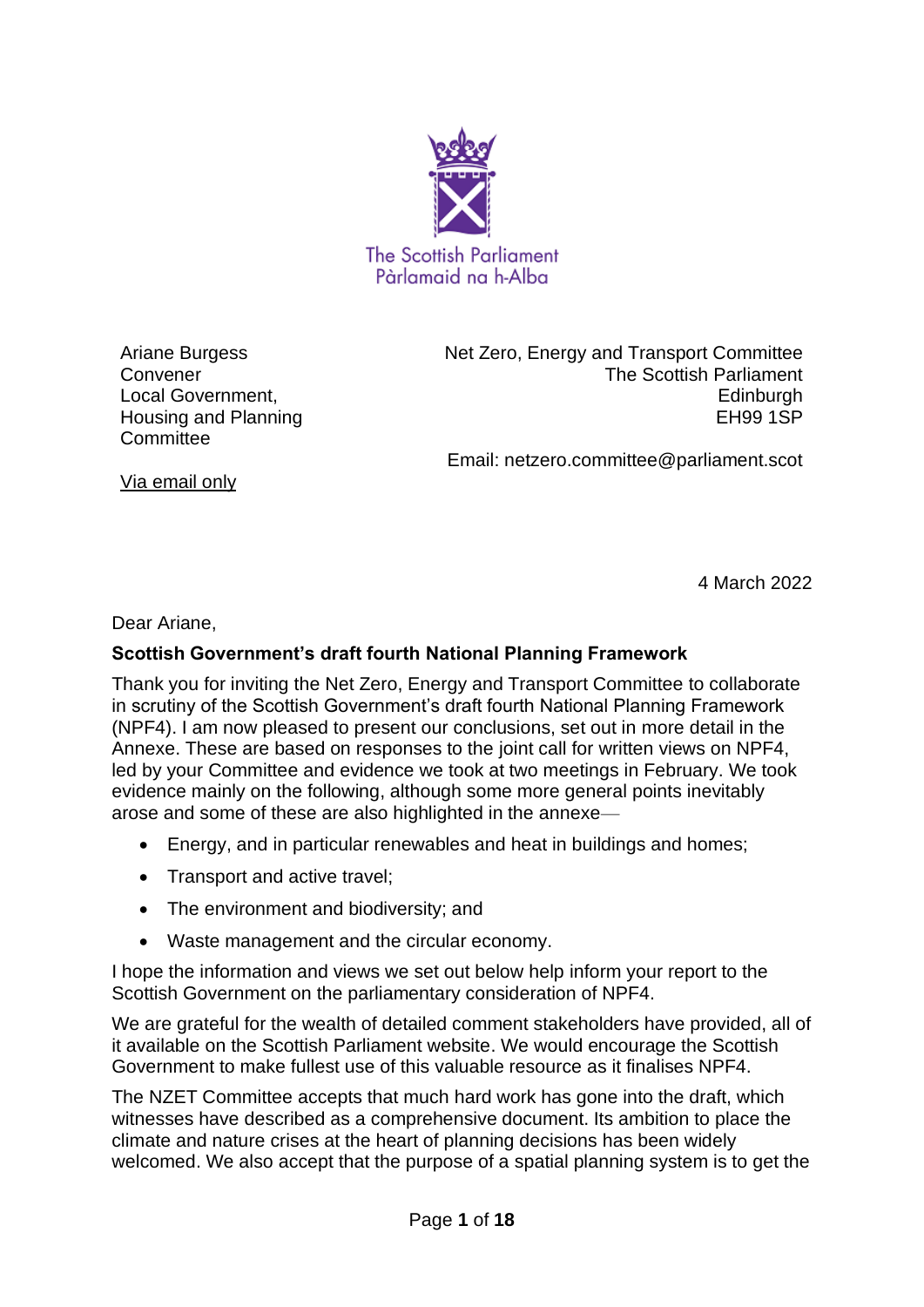The Scottish Parliament
Pàrlamaid na h-Alba

Ariane Burgess
Convener
Local Government,
Housing and Planning
Committee

Via email only

Net Zero, Energy and Transport Committee
The Scottish Parliament
Edinburgh
EH99 1SP

Email: netzero.committee@parliament.scot

4 March 2022

Dear Ariane,

**Scottish Government's draft fourth National Planning Framework**

Thank you for inviting the Net Zero, Energy and Transport Committee to collaborate in scrutiny of the Scottish Government's draft fourth National Planning Framework (NPF4). I am now pleased to present our conclusions, set out in more detail in the Annexe. These are based on responses to the joint call for written views on NPF4, led by your Committee and evidence we took at two meetings in February. We took evidence mainly on the following, although some more general points inevitably arose and some of these are also highlighted in the annexe—

- Energy, and in particular renewables and heat in buildings and homes;
- Transport and active travel;
- The environment and biodiversity; and
- Waste management and the circular economy.

I hope the information and views we set out below help inform your report to the Scottish Government on the parliamentary consideration of NPF4.

We are grateful for the wealth of detailed comment stakeholders have provided, all of it available on the Scottish Parliament website. We would encourage the Scottish Government to make fullest use of this valuable resource as it finalises NPF4.

The NZET Committee accepts that much hard work has gone into the draft, which witnesses have described as a comprehensive document. Its ambition to place the climate and nature crises at the heart of planning decisions has been widely welcomed. We also accept that the purpose of a spatial planning system is to get the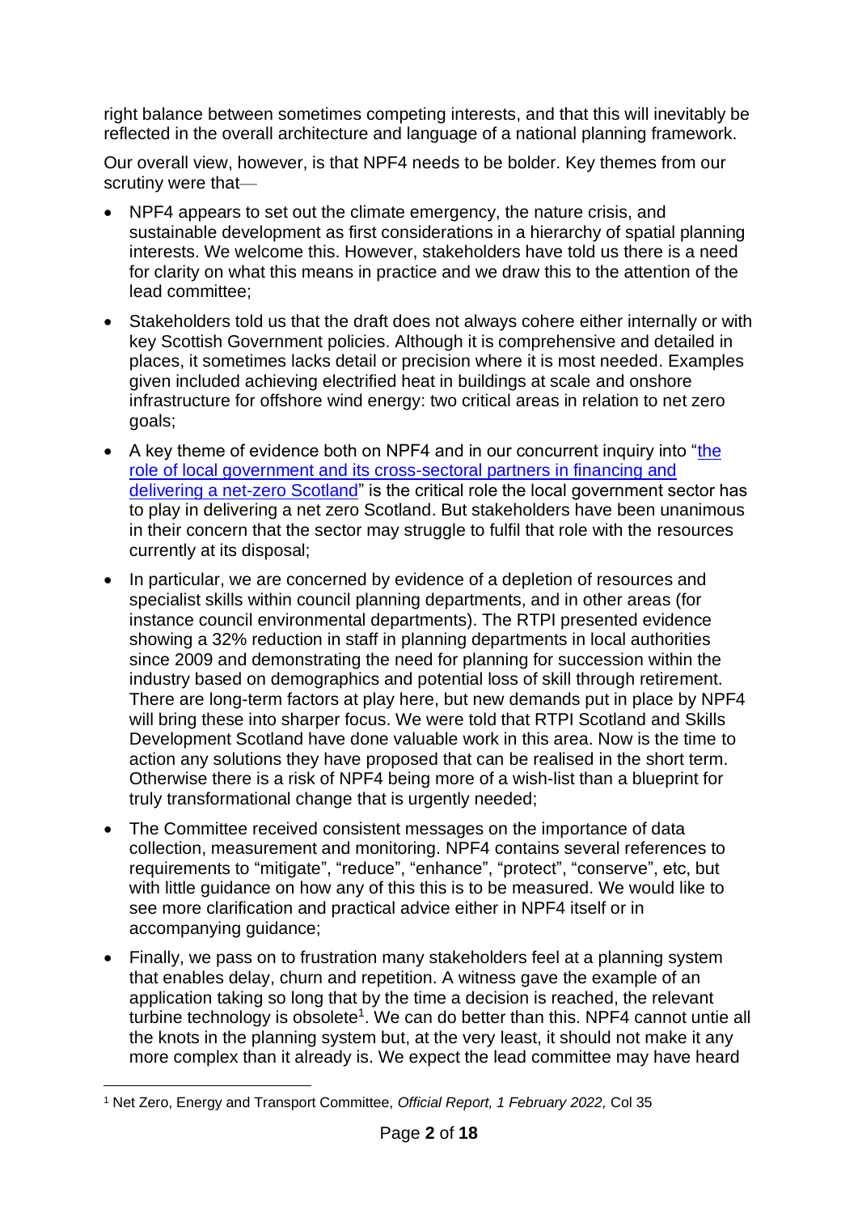right balance between sometimes competing interests, and that this will inevitably be reflected in the overall architecture and language of a national planning framework.

Our overall view, however, is that NPF4 needs to be bolder. Key themes from our scrutiny were that—

- NPF4 appears to set out the climate emergency, the nature crisis, and sustainable development as first considerations in a hierarchy of spatial planning interests. We welcome this. However, stakeholders have told us there is a need for clarity on what this means in practice and we draw this to the attention of the lead committee;
- Stakeholders told us that the draft does not always cohere either internally or with key Scottish Government policies. Although it is comprehensive and detailed in places, it sometimes lacks detail or precision where it is most needed. Examples given included achieving electrified heat in buildings at scale and onshore infrastructure for offshore wind energy: two critical areas in relation to net zero goals;
- A key theme of evidence both on NPF4 and in our concurrent inquiry into "[the role of local government and its cross-sectoral partners in financing and delivering a net-zero Scotland]" is the critical role the local government sector has to play in delivering a net zero Scotland. But stakeholders have been unanimous in their concern that the sector may struggle to fulfil that role with the resources currently at its disposal;
- In particular, we are concerned by evidence of a depletion of resources and specialist skills within council planning departments, and in other areas (for instance council environmental departments). The RTPI presented evidence showing a 32% reduction in staff in planning departments in local authorities since 2009 and demonstrating the need for planning for succession within the industry based on demographics and potential loss of skill through retirement. There are long-term factors at play here, but new demands put in place by NPF4 will bring these into sharper focus. We were told that RTPI Scotland and Skills Development Scotland have done valuable work in this area. Now is the time to action any solutions they have proposed that can be realised in the short term. Otherwise there is a risk of NPF4 being more of a wish-list than a blueprint for truly transformational change that is urgently needed;
- The Committee received consistent messages on the importance of data collection, measurement and monitoring. NPF4 contains several references to requirements to "mitigate", "reduce", "enhance", "protect", "conserve", etc, but with little guidance on how any of this this is to be measured. We would like to see more clarification and practical advice either in NPF4 itself or in accompanying guidance;
- Finally, we pass on to frustration many stakeholders feel at a planning system that enables delay, churn and repetition. A witness gave the example of an application taking so long that by the time a decision is reached, the relevant turbine technology is obsolete[1]. We can do better than this. NPF4 cannot untie all the knots in the planning system but, at the very least, it should not make it any more complex than it already is. We expect the lead committee may have heard

[1] Net Zero, Energy and Transport Committee, *Official Report, 1 February 2022,* Col 35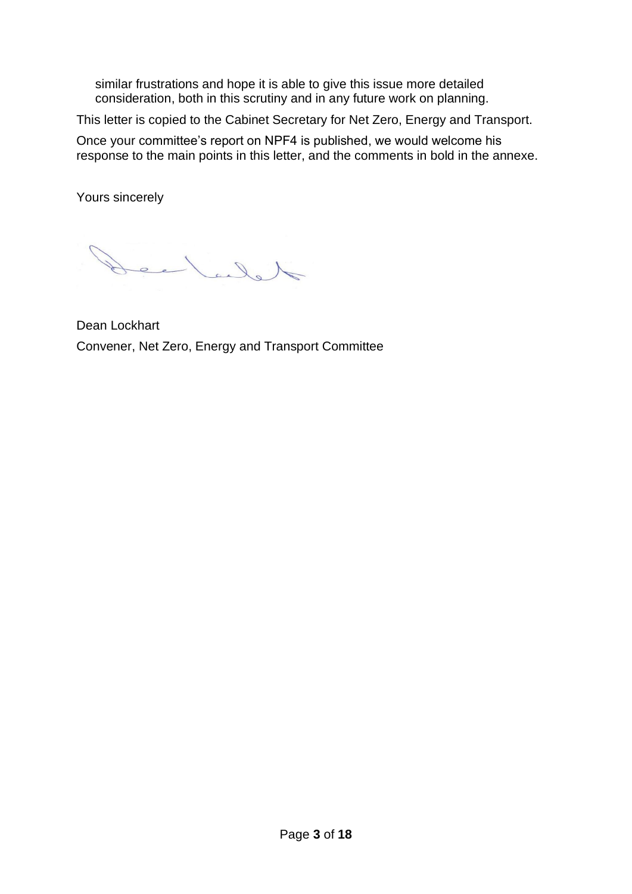similar frustrations and hope it is able to give this issue more detailed consideration, both in this scrutiny and in any future work on planning.

This letter is copied to the Cabinet Secretary for Net Zero, Energy and Transport.

Once your committee's report on NPF4 is published, we would welcome his response to the main points in this letter, and the comments in bold in the annexe.

Yours sincerely

Dean Lockhart
Convener, Net Zero, Energy and Transport Committee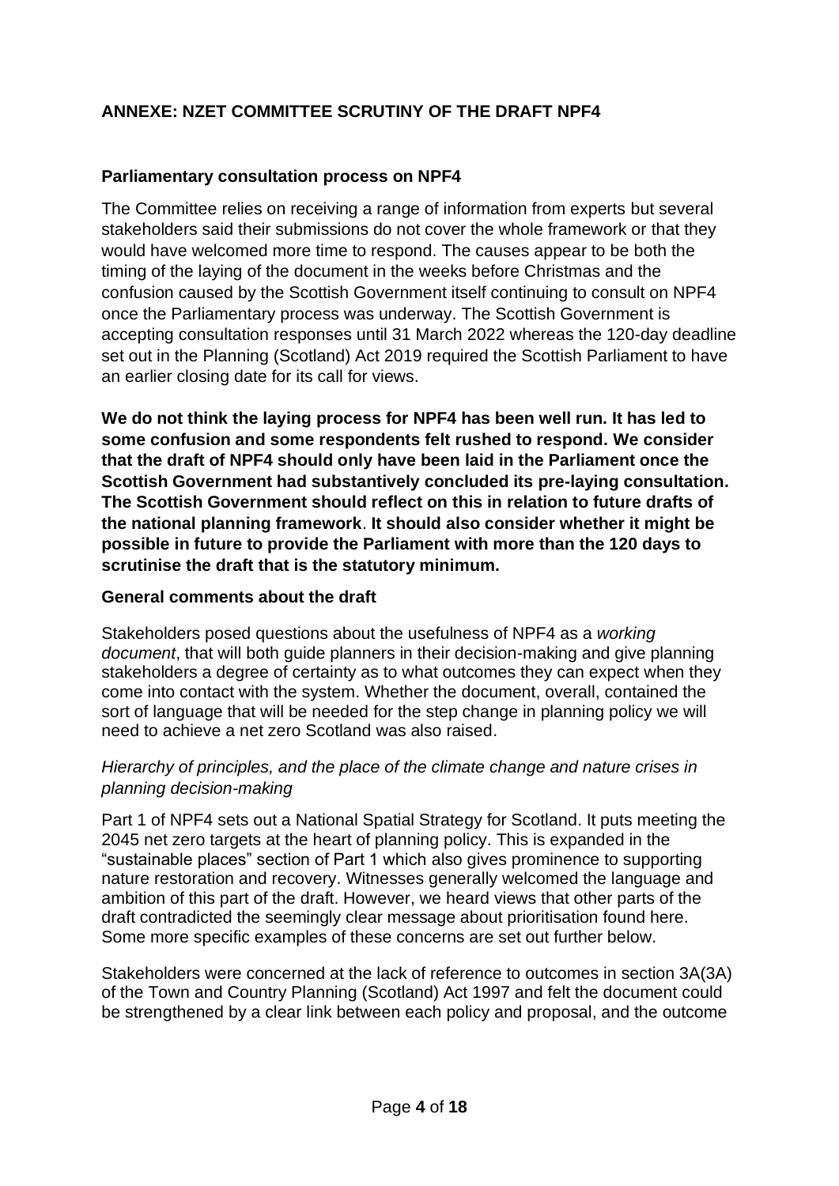## ANNEXE: NZET COMMITTEE SCRUTINY OF THE DRAFT NPF4

### Parliamentary consultation process on NPF4

The Committee relies on receiving a range of information from experts but several stakeholders said their submissions do not cover the whole framework or that they would have welcomed more time to respond. The causes appear to be both the timing of the laying of the document in the weeks before Christmas and the confusion caused by the Scottish Government itself continuing to consult on NPF4 once the Parliamentary process was underway. The Scottish Government is accepting consultation responses until 31 March 2022 whereas the 120-day deadline set out in the Planning (Scotland) Act 2019 required the Scottish Parliament to have an earlier closing date for its call for views.

**We do not think the laying process for NPF4 has been well run. It has led to some confusion and some respondents felt rushed to respond. We consider that the draft of NPF4 should only have been laid in the Parliament once the Scottish Government had substantively concluded its pre-laying consultation. The Scottish Government should reflect on this in relation to future drafts of the national planning framework. It should also consider whether it might be possible in future to provide the Parliament with more than the 120 days to scrutinise the draft that is the statutory minimum.**

### General comments about the draft

Stakeholders posed questions about the usefulness of NPF4 as a *working document*, that will both guide planners in their decision-making and give planning stakeholders a degree of certainty as to what outcomes they can expect when they come into contact with the system. Whether the document, overall, contained the sort of language that will be needed for the step change in planning policy we will need to achieve a net zero Scotland was also raised.

#### *Hierarchy of principles, and the place of the climate change and nature crises in planning decision-making*

Part 1 of NPF4 sets out a National Spatial Strategy for Scotland. It puts meeting the 2045 net zero targets at the heart of planning policy. This is expanded in the "sustainable places" section of Part 1 which also gives prominence to supporting nature restoration and recovery. Witnesses generally welcomed the language and ambition of this part of the draft. However, we heard views that other parts of the draft contradicted the seemingly clear message about prioritisation found here. Some more specific examples of these concerns are set out further below.

Stakeholders were concerned at the lack of reference to outcomes in section 3A(3A) of the Town and Country Planning (Scotland) Act 1997 and felt the document could be strengthened by a clear link between each policy and proposal, and the outcome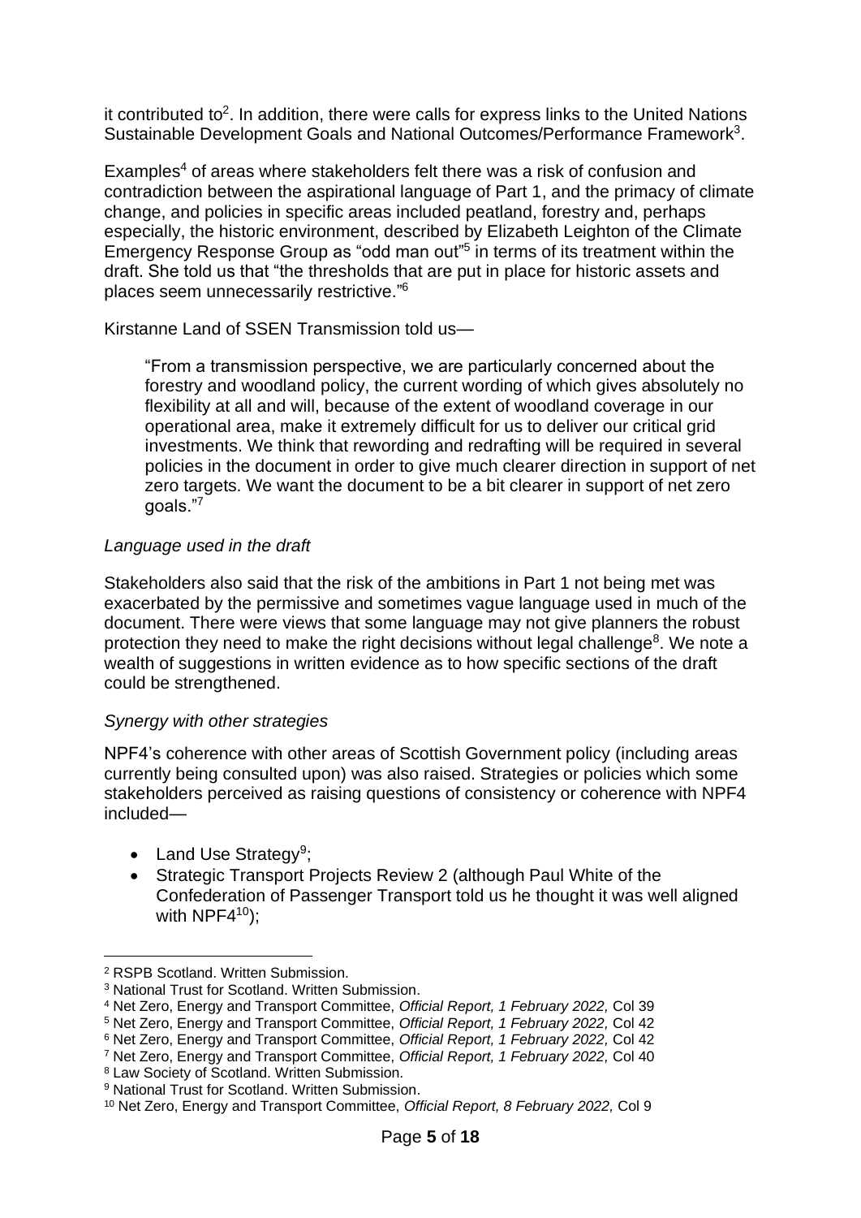it contributed to[2]. In addition, there were calls for express links to the United Nations Sustainable Development Goals and National Outcomes/Performance Framework[3].

Examples[4] of areas where stakeholders felt there was a risk of confusion and contradiction between the aspirational language of Part 1, and the primacy of climate change, and policies in specific areas included peatland, forestry and, perhaps especially, the historic environment, described by Elizabeth Leighton of the Climate Emergency Response Group as "odd man out"[5] in terms of its treatment within the draft. She told us that "the thresholds that are put in place for historic assets and places seem unnecessarily restrictive."[6]

Kirstanne Land of SSEN Transmission told us—

> "From a transmission perspective, we are particularly concerned about the forestry and woodland policy, the current wording of which gives absolutely no flexibility at all and will, because of the extent of woodland coverage in our operational area, make it extremely difficult for us to deliver our critical grid investments. We think that rewording and redrafting will be required in several policies in the document in order to give much clearer direction in support of net zero targets. We want the document to be a bit clearer in support of net zero goals."[7]

*Language used in the draft*

Stakeholders also said that the risk of the ambitions in Part 1 not being met was exacerbated by the permissive and sometimes vague language used in much of the document. There were views that some language may not give planners the robust protection they need to make the right decisions without legal challenge[8]. We note a wealth of suggestions in written evidence as to how specific sections of the draft could be strengthened.

*Synergy with other strategies*

NPF4's coherence with other areas of Scottish Government policy (including areas currently being consulted upon) was also raised. Strategies or policies which some stakeholders perceived as raising questions of consistency or coherence with NPF4 included—

- Land Use Strategy[9];
- Strategic Transport Projects Review 2 (although Paul White of the Confederation of Passenger Transport told us he thought it was well aligned with NPF4[10]);

---

[2] RSPB Scotland. Written Submission.

[3] National Trust for Scotland. Written Submission.

[4] Net Zero, Energy and Transport Committee, *Official Report, 1 February 2022,* Col 39

[5] Net Zero, Energy and Transport Committee, *Official Report, 1 February 2022,* Col 42

[6] Net Zero, Energy and Transport Committee, *Official Report, 1 February 2022,* Col 42

[7] Net Zero, Energy and Transport Committee, *Official Report, 1 February 2022,* Col 40

[8] Law Society of Scotland. Written Submission.

[9] National Trust for Scotland. Written Submission.

[10] Net Zero, Energy and Transport Committee, *Official Report, 8 February 2022,* Col 9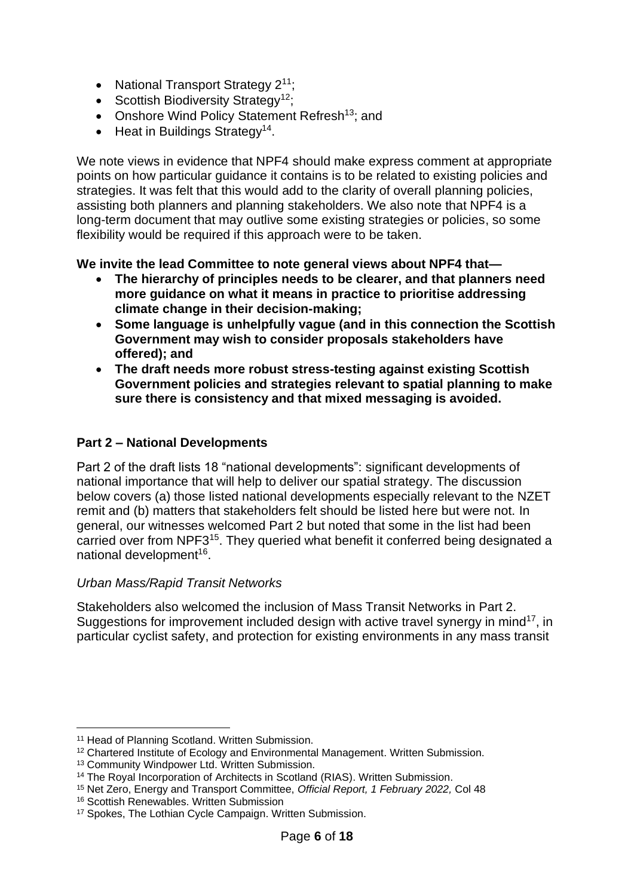- National Transport Strategy 2[11];
- Scottish Biodiversity Strategy[12];
- Onshore Wind Policy Statement Refresh[13]; and
- Heat in Buildings Strategy[14].

We note views in evidence that NPF4 should make express comment at appropriate points on how particular guidance it contains is to be related to existing policies and strategies. It was felt that this would add to the clarity of overall planning policies, assisting both planners and planning stakeholders. We also note that NPF4 is a long-term document that may outlive some existing strategies or policies, so some flexibility would be required if this approach were to be taken.

**We invite the lead Committee to note general views about NPF4 that—**

- **The hierarchy of principles needs to be clearer, and that planners need more guidance on what it means in practice to prioritise addressing climate change in their decision-making;**
- **Some language is unhelpfully vague (and in this connection the Scottish Government may wish to consider proposals stakeholders have offered); and**
- **The draft needs more robust stress-testing against existing Scottish Government policies and strategies relevant to spatial planning to make sure there is consistency and that mixed messaging is avoided.**

### Part 2 – National Developments

Part 2 of the draft lists 18 "national developments": significant developments of national importance that will help to deliver our spatial strategy. The discussion below covers (a) those listed national developments especially relevant to the NZET remit and (b) matters that stakeholders felt should be listed here but were not. In general, our witnesses welcomed Part 2 but noted that some in the list had been carried over from NPF3[15]. They queried what benefit it conferred being designated a national development[16].

*Urban Mass/Rapid Transit Networks*

Stakeholders also welcomed the inclusion of Mass Transit Networks in Part 2. Suggestions for improvement included design with active travel synergy in mind[17], in particular cyclist safety, and protection for existing environments in any mass transit

[11] Head of Planning Scotland. Written Submission.
[12] Chartered Institute of Ecology and Environmental Management. Written Submission.
[13] Community Windpower Ltd. Written Submission.
[14] The Royal Incorporation of Architects in Scotland (RIAS). Written Submission.
[15] Net Zero, Energy and Transport Committee, *Official Report, 1 February 2022,* Col 48
[16] Scottish Renewables. Written Submission
[17] Spokes, The Lothian Cycle Campaign. Written Submission.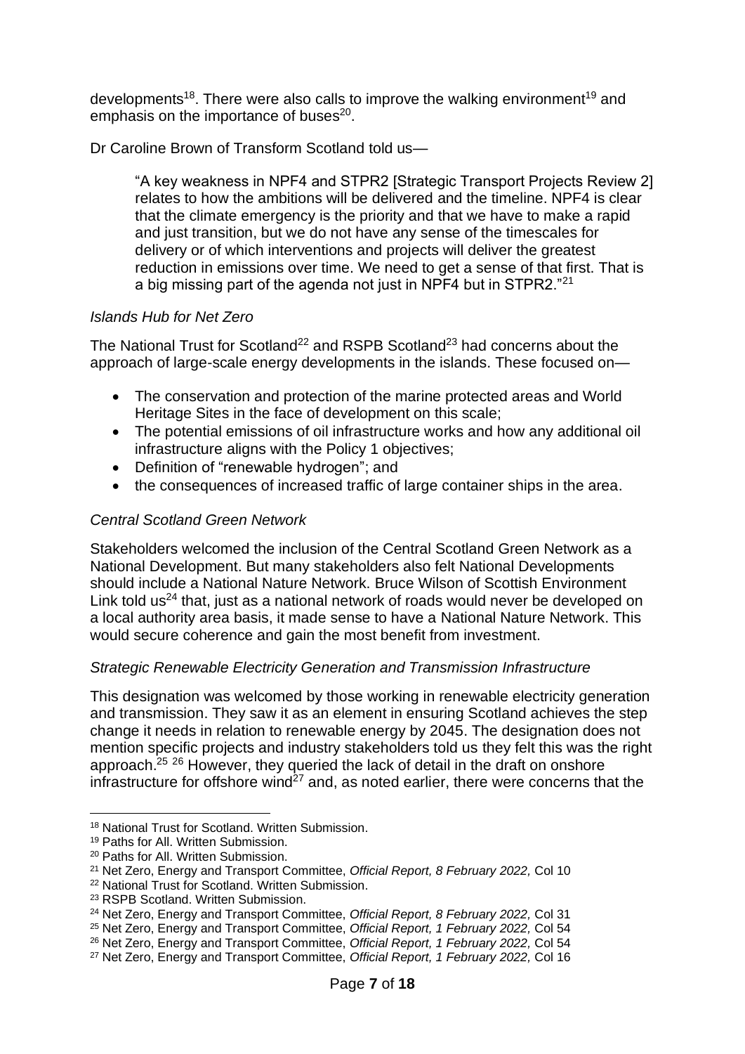developments[18]. There were also calls to improve the walking environment[19] and emphasis on the importance of buses[20].

Dr Caroline Brown of Transform Scotland told us—

> "A key weakness in NPF4 and STPR2 [Strategic Transport Projects Review 2] relates to how the ambitions will be delivered and the timeline. NPF4 is clear that the climate emergency is the priority and that we have to make a rapid and just transition, but we do not have any sense of the timescales for delivery or of which interventions and projects will deliver the greatest reduction in emissions over time. We need to get a sense of that first. That is a big missing part of the agenda not just in NPF4 but in STPR2."[21]

*Islands Hub for Net Zero*

The National Trust for Scotland[22] and RSPB Scotland[23] had concerns about the approach of large-scale energy developments in the islands. These focused on—

- The conservation and protection of the marine protected areas and World Heritage Sites in the face of development on this scale;
- The potential emissions of oil infrastructure works and how any additional oil infrastructure aligns with the Policy 1 objectives;
- Definition of "renewable hydrogen"; and
- the consequences of increased traffic of large container ships in the area.

*Central Scotland Green Network*

Stakeholders welcomed the inclusion of the Central Scotland Green Network as a National Development. But many stakeholders also felt National Developments should include a National Nature Network. Bruce Wilson of Scottish Environment Link told us[24] that, just as a national network of roads would never be developed on a local authority area basis, it made sense to have a National Nature Network. This would secure coherence and gain the most benefit from investment.

*Strategic Renewable Electricity Generation and Transmission Infrastructure*

This designation was welcomed by those working in renewable electricity generation and transmission. They saw it as an element in ensuring Scotland achieves the step change it needs in relation to renewable energy by 2045. The designation does not mention specific projects and industry stakeholders told us they felt this was the right approach.[25] [26] However, they queried the lack of detail in the draft on onshore infrastructure for offshore wind[27] and, as noted earlier, there were concerns that the

---

[18] National Trust for Scotland. Written Submission.
[19] Paths for All. Written Submission.
[20] Paths for All. Written Submission.
[21] Net Zero, Energy and Transport Committee, *Official Report, 8 February 2022,* Col 10
[22] National Trust for Scotland. Written Submission.
[23] RSPB Scotland. Written Submission.
[24] Net Zero, Energy and Transport Committee, *Official Report, 8 February 2022,* Col 31
[25] Net Zero, Energy and Transport Committee, *Official Report, 1 February 2022,* Col 54
[26] Net Zero, Energy and Transport Committee, *Official Report, 1 February 2022,* Col 54
[27] Net Zero, Energy and Transport Committee, *Official Report, 1 February 2022,* Col 16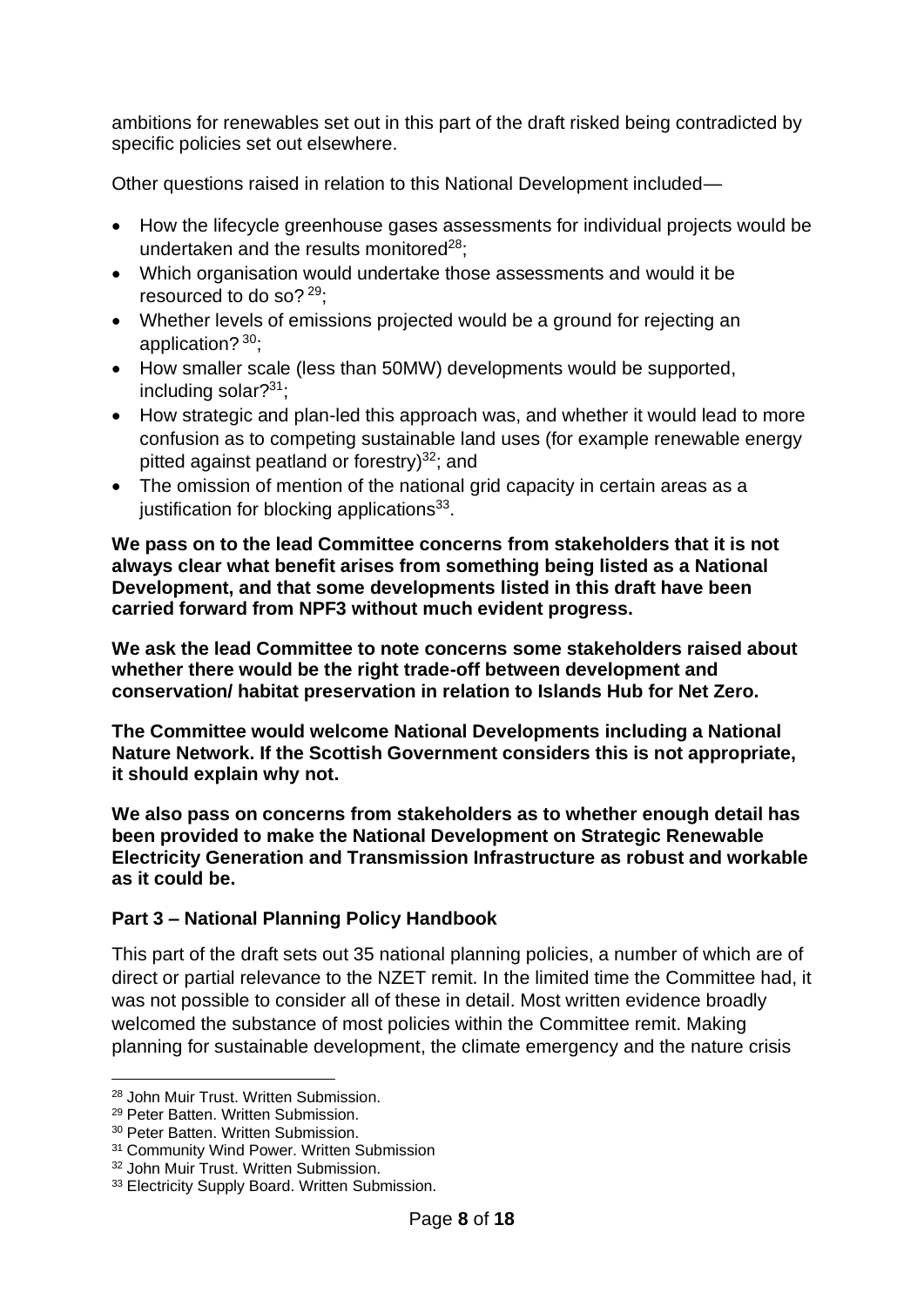ambitions for renewables set out in this part of the draft risked being contradicted by specific policies set out elsewhere.

Other questions raised in relation to this National Development included—

- How the lifecycle greenhouse gases assessments for individual projects would be undertaken and the results monitored[28];
- Which organisation would undertake those assessments and would it be resourced to do so? [29];
- Whether levels of emissions projected would be a ground for rejecting an application? [30];
- How smaller scale (less than 50MW) developments would be supported, including solar?[31];
- How strategic and plan-led this approach was, and whether it would lead to more confusion as to competing sustainable land uses (for example renewable energy pitted against peatland or forestry)[32]; and
- The omission of mention of the national grid capacity in certain areas as a justification for blocking applications[33].

**We pass on to the lead Committee concerns from stakeholders that it is not always clear what benefit arises from something being listed as a National Development, and that some developments listed in this draft have been carried forward from NPF3 without much evident progress.**

**We ask the lead Committee to note concerns some stakeholders raised about whether there would be the right trade-off between development and conservation/ habitat preservation in relation to Islands Hub for Net Zero.**

**The Committee would welcome National Developments including a National Nature Network. If the Scottish Government considers this is not appropriate, it should explain why not.**

**We also pass on concerns from stakeholders as to whether enough detail has been provided to make the National Development on Strategic Renewable Electricity Generation and Transmission Infrastructure as robust and workable as it could be.**

### Part 3 – National Planning Policy Handbook

This part of the draft sets out 35 national planning policies, a number of which are of direct or partial relevance to the NZET remit. In the limited time the Committee had, it was not possible to consider all of these in detail. Most written evidence broadly welcomed the substance of most policies within the Committee remit. Making planning for sustainable development, the climate emergency and the nature crisis

---

[28] John Muir Trust. Written Submission.
[29] Peter Batten. Written Submission.
[30] Peter Batten. Written Submission.
[31] Community Wind Power. Written Submission
[32] John Muir Trust. Written Submission.
[33] Electricity Supply Board. Written Submission.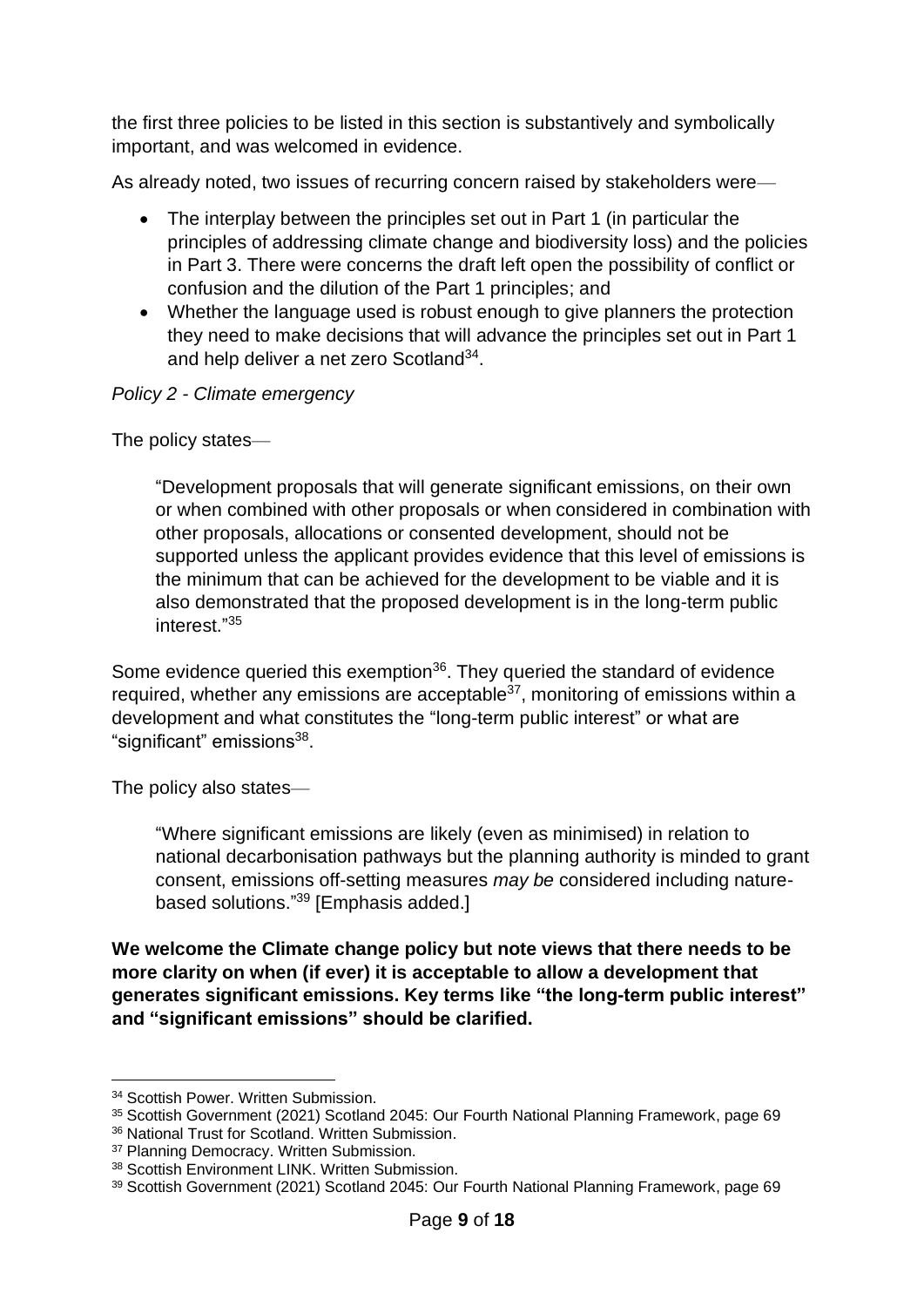the first three policies to be listed in this section is substantively and symbolically important, and was welcomed in evidence.

As already noted, two issues of recurring concern raised by stakeholders were—

- The interplay between the principles set out in Part 1 (in particular the principles of addressing climate change and biodiversity loss) and the policies in Part 3. There were concerns the draft left open the possibility of conflict or confusion and the dilution of the Part 1 principles; and
- Whether the language used is robust enough to give planners the protection they need to make decisions that will advance the principles set out in Part 1 and help deliver a net zero Scotland[34].

*Policy 2 - Climate emergency*

The policy states—

> "Development proposals that will generate significant emissions, on their own or when combined with other proposals or when considered in combination with other proposals, allocations or consented development, should not be supported unless the applicant provides evidence that this level of emissions is the minimum that can be achieved for the development to be viable and it is also demonstrated that the proposed development is in the long-term public interest."[35]

Some evidence queried this exemption[36]. They queried the standard of evidence required, whether any emissions are acceptable[37], monitoring of emissions within a development and what constitutes the "long-term public interest" or what are "significant" emissions[38].

The policy also states—

> "Where significant emissions are likely (even as minimised) in relation to national decarbonisation pathways but the planning authority is minded to grant consent, emissions off-setting measures *may be* considered including nature-based solutions."[39] [Emphasis added.]

**We welcome the Climate change policy but note views that there needs to be more clarity on when (if ever) it is acceptable to allow a development that generates significant emissions. Key terms like "the long-term public interest" and "significant emissions" should be clarified.**

---

[34] Scottish Power. Written Submission.
[35] Scottish Government (2021) Scotland 2045: Our Fourth National Planning Framework, page 69
[36] National Trust for Scotland. Written Submission.
[37] Planning Democracy. Written Submission.
[38] Scottish Environment LINK. Written Submission.
[39] Scottish Government (2021) Scotland 2045: Our Fourth National Planning Framework, page 69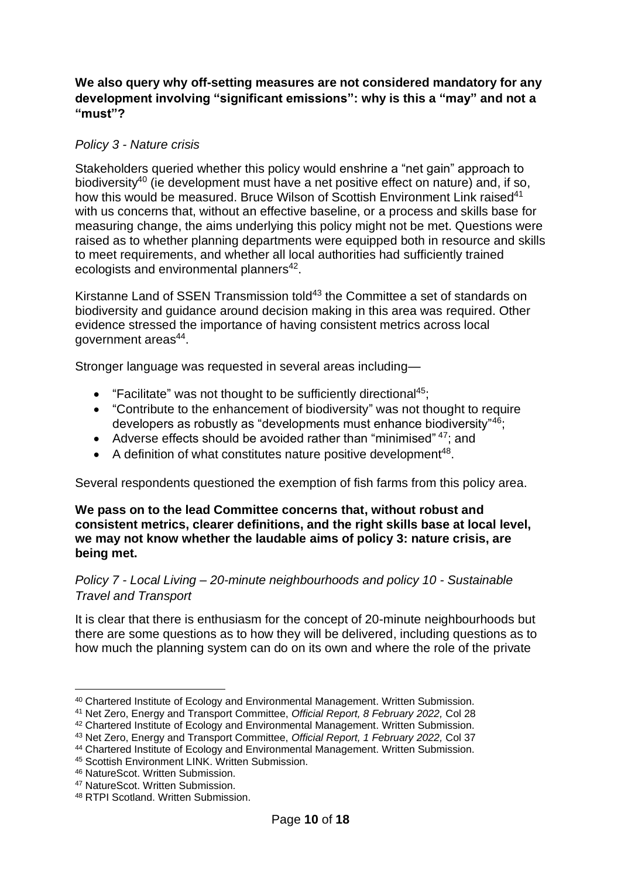**We also query why off-setting measures are not considered mandatory for any development involving "significant emissions": why is this a "may" and not a "must"?**

*Policy 3 - Nature crisis*

Stakeholders queried whether this policy would enshrine a "net gain" approach to biodiversity[40] (ie development must have a net positive effect on nature) and, if so, how this would be measured. Bruce Wilson of Scottish Environment Link raised[41] with us concerns that, without an effective baseline, or a process and skills base for measuring change, the aims underlying this policy might not be met. Questions were raised as to whether planning departments were equipped both in resource and skills to meet requirements, and whether all local authorities had sufficiently trained ecologists and environmental planners[42].

Kirstanne Land of SSEN Transmission told[43] the Committee a set of standards on biodiversity and guidance around decision making in this area was required. Other evidence stressed the importance of having consistent metrics across local government areas[44].

Stronger language was requested in several areas including—

- "Facilitate" was not thought to be sufficiently directional[45];
- "Contribute to the enhancement of biodiversity" was not thought to require developers as robustly as "developments must enhance biodiversity"[46];
- Adverse effects should be avoided rather than "minimised" [47]; and
- A definition of what constitutes nature positive development[48].

Several respondents questioned the exemption of fish farms from this policy area.

**We pass on to the lead Committee concerns that, without robust and consistent metrics, clearer definitions, and the right skills base at local level, we may not know whether the laudable aims of policy 3: nature crisis, are being met.**

*Policy 7 - Local Living – 20-minute neighbourhoods and policy 10 - Sustainable Travel and Transport*

It is clear that there is enthusiasm for the concept of 20-minute neighbourhoods but there are some questions as to how they will be delivered, including questions as to how much the planning system can do on its own and where the role of the private

---

[40] Chartered Institute of Ecology and Environmental Management. Written Submission.
[41] Net Zero, Energy and Transport Committee, *Official Report, 8 February 2022,* Col 28
[42] Chartered Institute of Ecology and Environmental Management. Written Submission.
[43] Net Zero, Energy and Transport Committee, *Official Report, 1 February 2022,* Col 37
[44] Chartered Institute of Ecology and Environmental Management. Written Submission.
[45] Scottish Environment LINK. Written Submission.
[46] NatureScot. Written Submission.
[47] NatureScot. Written Submission.
[48] RTPI Scotland. Written Submission.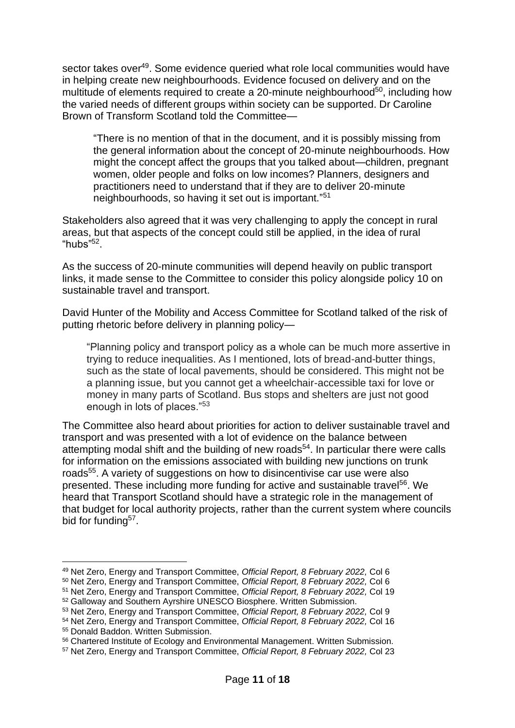sector takes over[49]. Some evidence queried what role local communities would have in helping create new neighbourhoods. Evidence focused on delivery and on the multitude of elements required to create a 20-minute neighbourhood[50], including how the varied needs of different groups within society can be supported. Dr Caroline Brown of Transform Scotland told the Committee—

> "There is no mention of that in the document, and it is possibly missing from the general information about the concept of 20-minute neighbourhoods. How might the concept affect the groups that you talked about—children, pregnant women, older people and folks on low incomes? Planners, designers and practitioners need to understand that if they are to deliver 20-minute neighbourhoods, so having it set out is important."[51]

Stakeholders also agreed that it was very challenging to apply the concept in rural areas, but that aspects of the concept could still be applied, in the idea of rural "hubs"[52].

As the success of 20-minute communities will depend heavily on public transport links, it made sense to the Committee to consider this policy alongside policy 10 on sustainable travel and transport.

David Hunter of the Mobility and Access Committee for Scotland talked of the risk of putting rhetoric before delivery in planning policy—

> "Planning policy and transport policy as a whole can be much more assertive in trying to reduce inequalities. As I mentioned, lots of bread-and-butter things, such as the state of local pavements, should be considered. This might not be a planning issue, but you cannot get a wheelchair-accessible taxi for love or money in many parts of Scotland. Bus stops and shelters are just not good enough in lots of places."[53]

The Committee also heard about priorities for action to deliver sustainable travel and transport and was presented with a lot of evidence on the balance between attempting modal shift and the building of new roads[54]. In particular there were calls for information on the emissions associated with building new junctions on trunk roads[55]. A variety of suggestions on how to disincentivise car use were also presented. These including more funding for active and sustainable travel[56]. We heard that Transport Scotland should have a strategic role in the management of that budget for local authority projects, rather than the current system where councils bid for funding[57].

---

[49] Net Zero, Energy and Transport Committee, *Official Report, 8 February 2022,* Col 6
[50] Net Zero, Energy and Transport Committee, *Official Report, 8 February 2022,* Col 6
[51] Net Zero, Energy and Transport Committee, *Official Report, 8 February 2022,* Col 19
[52] Galloway and Southern Ayrshire UNESCO Biosphere. Written Submission.
[53] Net Zero, Energy and Transport Committee, *Official Report, 8 February 2022,* Col 9
[54] Net Zero, Energy and Transport Committee, *Official Report, 8 February 2022,* Col 16
[55] Donald Baddon. Written Submission.
[56] Chartered Institute of Ecology and Environmental Management. Written Submission.
[57] Net Zero, Energy and Transport Committee, *Official Report, 8 February 2022,* Col 23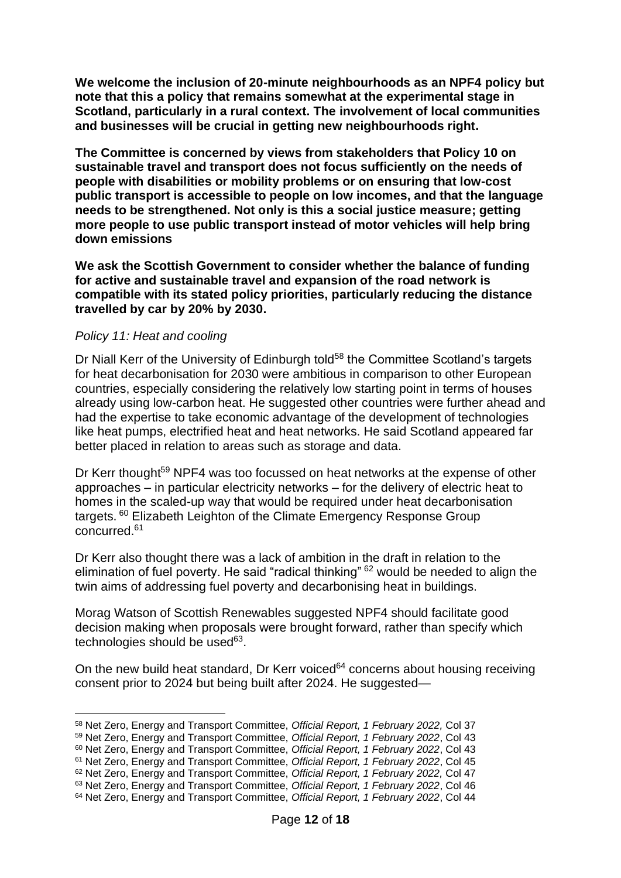**We welcome the inclusion of 20-minute neighbourhoods as an NPF4 policy but note that this a policy that remains somewhat at the experimental stage in Scotland, particularly in a rural context. The involvement of local communities and businesses will be crucial in getting new neighbourhoods right.**

**The Committee is concerned by views from stakeholders that Policy 10 on sustainable travel and transport does not focus sufficiently on the needs of people with disabilities or mobility problems or on ensuring that low-cost public transport is accessible to people on low incomes, and that the language needs to be strengthened. Not only is this a social justice measure; getting more people to use public transport instead of motor vehicles will help bring down emissions**

**We ask the Scottish Government to consider whether the balance of funding for active and sustainable travel and expansion of the road network is compatible with its stated policy priorities, particularly reducing the distance travelled by car by 20% by 2030.**

*Policy 11: Heat and cooling*

Dr Niall Kerr of the University of Edinburgh told[58] the Committee Scotland's targets for heat decarbonisation for 2030 were ambitious in comparison to other European countries, especially considering the relatively low starting point in terms of houses already using low-carbon heat. He suggested other countries were further ahead and had the expertise to take economic advantage of the development of technologies like heat pumps, electrified heat and heat networks. He said Scotland appeared far better placed in relation to areas such as storage and data.

Dr Kerr thought[59] NPF4 was too focussed on heat networks at the expense of other approaches – in particular electricity networks – for the delivery of electric heat to homes in the scaled-up way that would be required under heat decarbonisation targets. [60] Elizabeth Leighton of the Climate Emergency Response Group concurred.[61]

Dr Kerr also thought there was a lack of ambition in the draft in relation to the elimination of fuel poverty. He said "radical thinking" [62] would be needed to align the twin aims of addressing fuel poverty and decarbonising heat in buildings.

Morag Watson of Scottish Renewables suggested NPF4 should facilitate good decision making when proposals were brought forward, rather than specify which technologies should be used[63].

On the new build heat standard, Dr Kerr voiced[64] concerns about housing receiving consent prior to 2024 but being built after 2024. He suggested—

---

[58] Net Zero, Energy and Transport Committee, *Official Report, 1 February 2022,* Col 37
[59] Net Zero, Energy and Transport Committee, *Official Report, 1 February 2022*, Col 43
[60] Net Zero, Energy and Transport Committee, *Official Report, 1 February 2022*, Col 43
[61] Net Zero, Energy and Transport Committee, *Official Report, 1 February 2022*, Col 45
[62] Net Zero, Energy and Transport Committee, *Official Report, 1 February 2022,* Col 47
[63] Net Zero, Energy and Transport Committee, *Official Report, 1 February 2022*, Col 46
[64] Net Zero, Energy and Transport Committee, *Official Report, 1 February 2022*, Col 44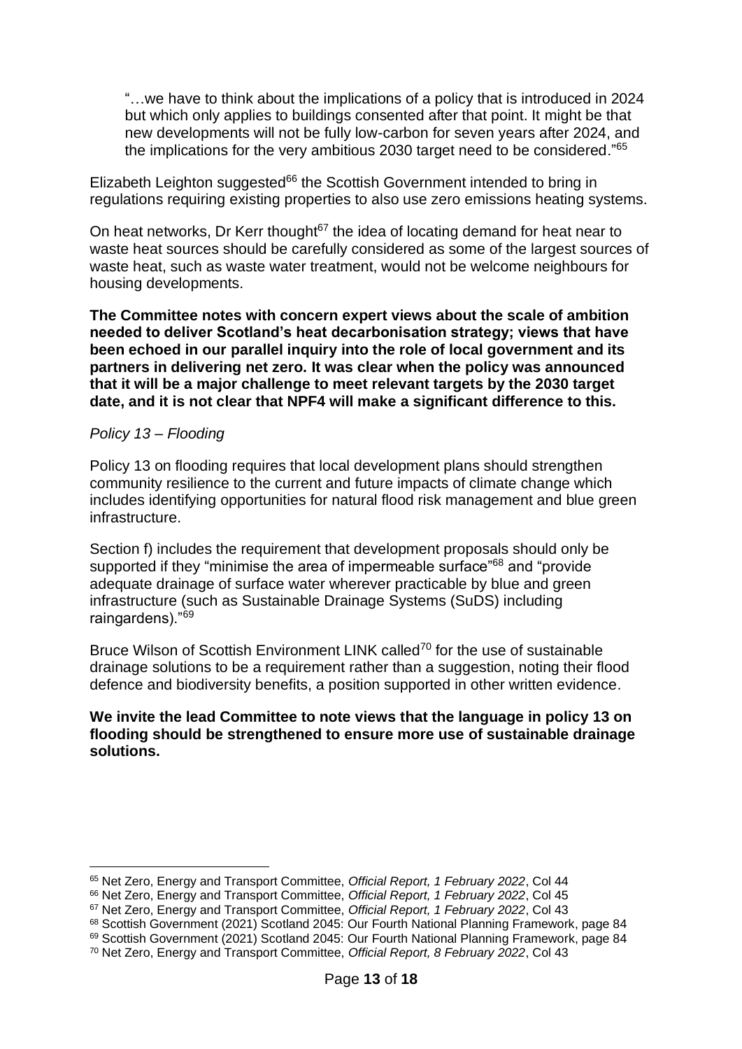> "…we have to think about the implications of a policy that is introduced in 2024 but which only applies to buildings consented after that point. It might be that new developments will not be fully low-carbon for seven years after 2024, and the implications for the very ambitious 2030 target need to be considered."[65]

Elizabeth Leighton suggested[66] the Scottish Government intended to bring in regulations requiring existing properties to also use zero emissions heating systems.

On heat networks, Dr Kerr thought[67] the idea of locating demand for heat near to waste heat sources should be carefully considered as some of the largest sources of waste heat, such as waste water treatment, would not be welcome neighbours for housing developments.

**The Committee notes with concern expert views about the scale of ambition needed to deliver Scotland's heat decarbonisation strategy; views that have been echoed in our parallel inquiry into the role of local government and its partners in delivering net zero. It was clear when the policy was announced that it will be a major challenge to meet relevant targets by the 2030 target date, and it is not clear that NPF4 will make a significant difference to this.**

*Policy 13 – Flooding*

Policy 13 on flooding requires that local development plans should strengthen community resilience to the current and future impacts of climate change which includes identifying opportunities for natural flood risk management and blue green infrastructure.

Section f) includes the requirement that development proposals should only be supported if they "minimise the area of impermeable surface"[68] and "provide adequate drainage of surface water wherever practicable by blue and green infrastructure (such as Sustainable Drainage Systems (SuDS) including raingardens)."[69]

Bruce Wilson of Scottish Environment LINK called[70] for the use of sustainable drainage solutions to be a requirement rather than a suggestion, noting their flood defence and biodiversity benefits, a position supported in other written evidence.

**We invite the lead Committee to note views that the language in policy 13 on flooding should be strengthened to ensure more use of sustainable drainage solutions.**

---

[65] Net Zero, Energy and Transport Committee, *Official Report, 1 February 2022*, Col 44
[66] Net Zero, Energy and Transport Committee, *Official Report, 1 February 2022*, Col 45
[67] Net Zero, Energy and Transport Committee, *Official Report, 1 February 2022*, Col 43
[68] Scottish Government (2021) Scotland 2045: Our Fourth National Planning Framework, page 84
[69] Scottish Government (2021) Scotland 2045: Our Fourth National Planning Framework, page 84
[70] Net Zero, Energy and Transport Committee, *Official Report, 8 February 2022*, Col 43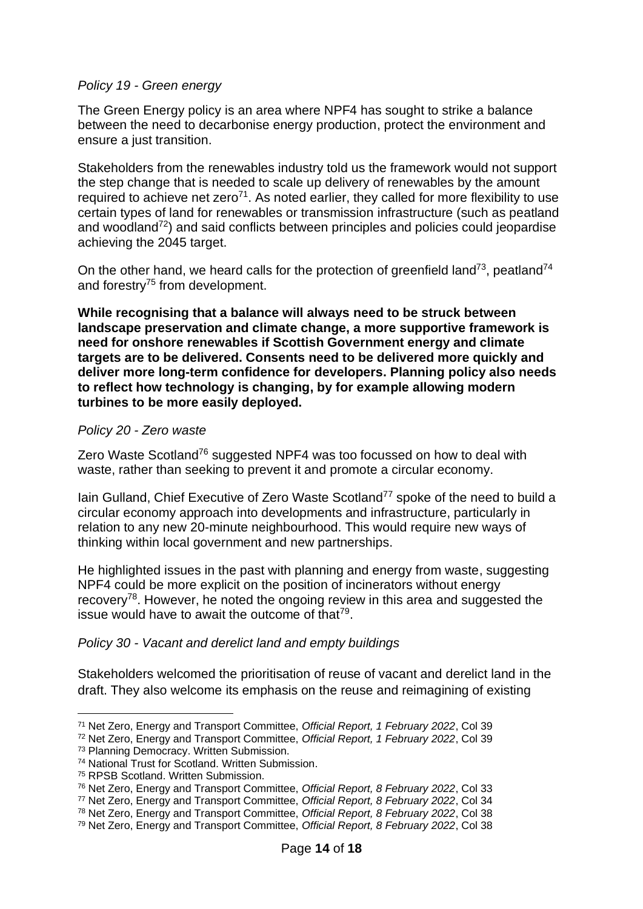*Policy 19 - Green energy*

The Green Energy policy is an area where NPF4 has sought to strike a balance between the need to decarbonise energy production, protect the environment and ensure a just transition.

Stakeholders from the renewables industry told us the framework would not support the step change that is needed to scale up delivery of renewables by the amount required to achieve net zero[71]. As noted earlier, they called for more flexibility to use certain types of land for renewables or transmission infrastructure (such as peatland and woodland[72]) and said conflicts between principles and policies could jeopardise achieving the 2045 target.

On the other hand, we heard calls for the protection of greenfield land[73], peatland[74] and forestry[75] from development.

**While recognising that a balance will always need to be struck between landscape preservation and climate change, a more supportive framework is need for onshore renewables if Scottish Government energy and climate targets are to be delivered. Consents need to be delivered more quickly and deliver more long-term confidence for developers. Planning policy also needs to reflect how technology is changing, by for example allowing modern turbines to be more easily deployed.**

*Policy 20 - Zero waste*

Zero Waste Scotland[76] suggested NPF4 was too focussed on how to deal with waste, rather than seeking to prevent it and promote a circular economy.

Iain Gulland, Chief Executive of Zero Waste Scotland[77] spoke of the need to build a circular economy approach into developments and infrastructure, particularly in relation to any new 20-minute neighbourhood. This would require new ways of thinking within local government and new partnerships.

He highlighted issues in the past with planning and energy from waste, suggesting NPF4 could be more explicit on the position of incinerators without energy recovery[78]. However, he noted the ongoing review in this area and suggested the issue would have to await the outcome of that[79].

*Policy 30 - Vacant and derelict land and empty buildings*

Stakeholders welcomed the prioritisation of reuse of vacant and derelict land in the draft. They also welcome its emphasis on the reuse and reimagining of existing

---

[71] Net Zero, Energy and Transport Committee, *Official Report, 1 February 2022*, Col 39
[72] Net Zero, Energy and Transport Committee, *Official Report, 1 February 2022*, Col 39
[73] Planning Democracy. Written Submission.
[74] National Trust for Scotland. Written Submission.
[75] RPSB Scotland. Written Submission.
[76] Net Zero, Energy and Transport Committee, *Official Report, 8 February 2022*, Col 33
[77] Net Zero, Energy and Transport Committee, *Official Report, 8 February 2022*, Col 34
[78] Net Zero, Energy and Transport Committee, *Official Report, 8 February 2022*, Col 38
[79] Net Zero, Energy and Transport Committee, *Official Report, 8 February 2022*, Col 38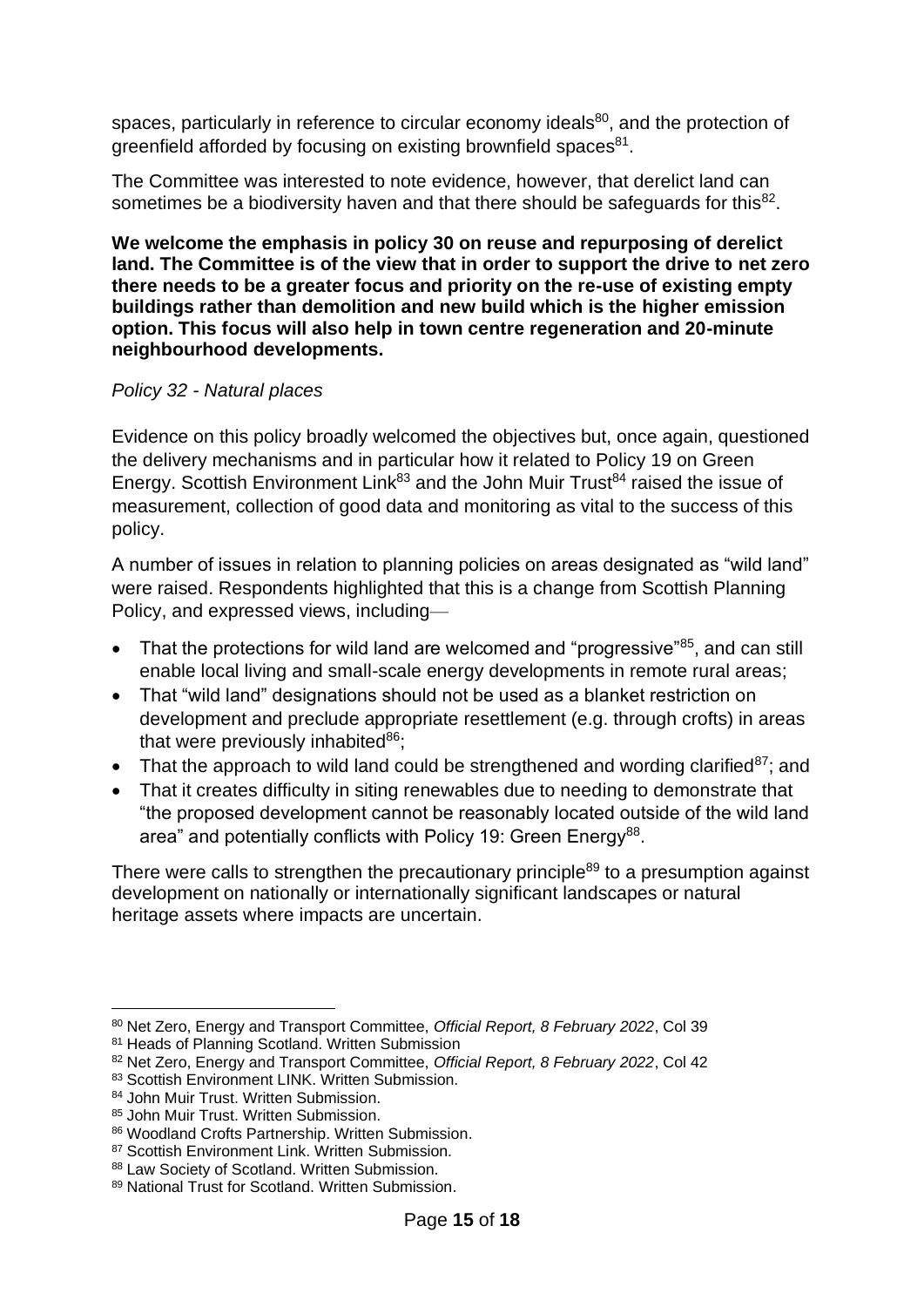spaces, particularly in reference to circular economy ideals[80], and the protection of greenfield afforded by focusing on existing brownfield spaces[81].

The Committee was interested to note evidence, however, that derelict land can sometimes be a biodiversity haven and that there should be safeguards for this[82].

**We welcome the emphasis in policy 30 on reuse and repurposing of derelict land. The Committee is of the view that in order to support the drive to net zero there needs to be a greater focus and priority on the re-use of existing empty buildings rather than demolition and new build which is the higher emission option. This focus will also help in town centre regeneration and 20-minute neighbourhood developments.**

*Policy 32 - Natural places*

Evidence on this policy broadly welcomed the objectives but, once again, questioned the delivery mechanisms and in particular how it related to Policy 19 on Green Energy. Scottish Environment Link[83] and the John Muir Trust[84] raised the issue of measurement, collection of good data and monitoring as vital to the success of this policy.

A number of issues in relation to planning policies on areas designated as "wild land" were raised. Respondents highlighted that this is a change from Scottish Planning Policy, and expressed views, including—

- That the protections for wild land are welcomed and "progressive"[85], and can still enable local living and small-scale energy developments in remote rural areas;
- That "wild land" designations should not be used as a blanket restriction on development and preclude appropriate resettlement (e.g. through crofts) in areas that were previously inhabited[86];
- That the approach to wild land could be strengthened and wording clarified[87]; and
- That it creates difficulty in siting renewables due to needing to demonstrate that "the proposed development cannot be reasonably located outside of the wild land area" and potentially conflicts with Policy 19: Green Energy[88].

There were calls to strengthen the precautionary principle[89] to a presumption against development on nationally or internationally significant landscapes or natural heritage assets where impacts are uncertain.

---

[80] Net Zero, Energy and Transport Committee, *Official Report, 8 February 2022*, Col 39
[81] Heads of Planning Scotland. Written Submission
[82] Net Zero, Energy and Transport Committee, *Official Report, 8 February 2022*, Col 42
[83] Scottish Environment LINK. Written Submission.
[84] John Muir Trust. Written Submission.
[85] John Muir Trust. Written Submission.
[86] Woodland Crofts Partnership. Written Submission.
[87] Scottish Environment Link. Written Submission.
[88] Law Society of Scotland. Written Submission.
[89] National Trust for Scotland. Written Submission.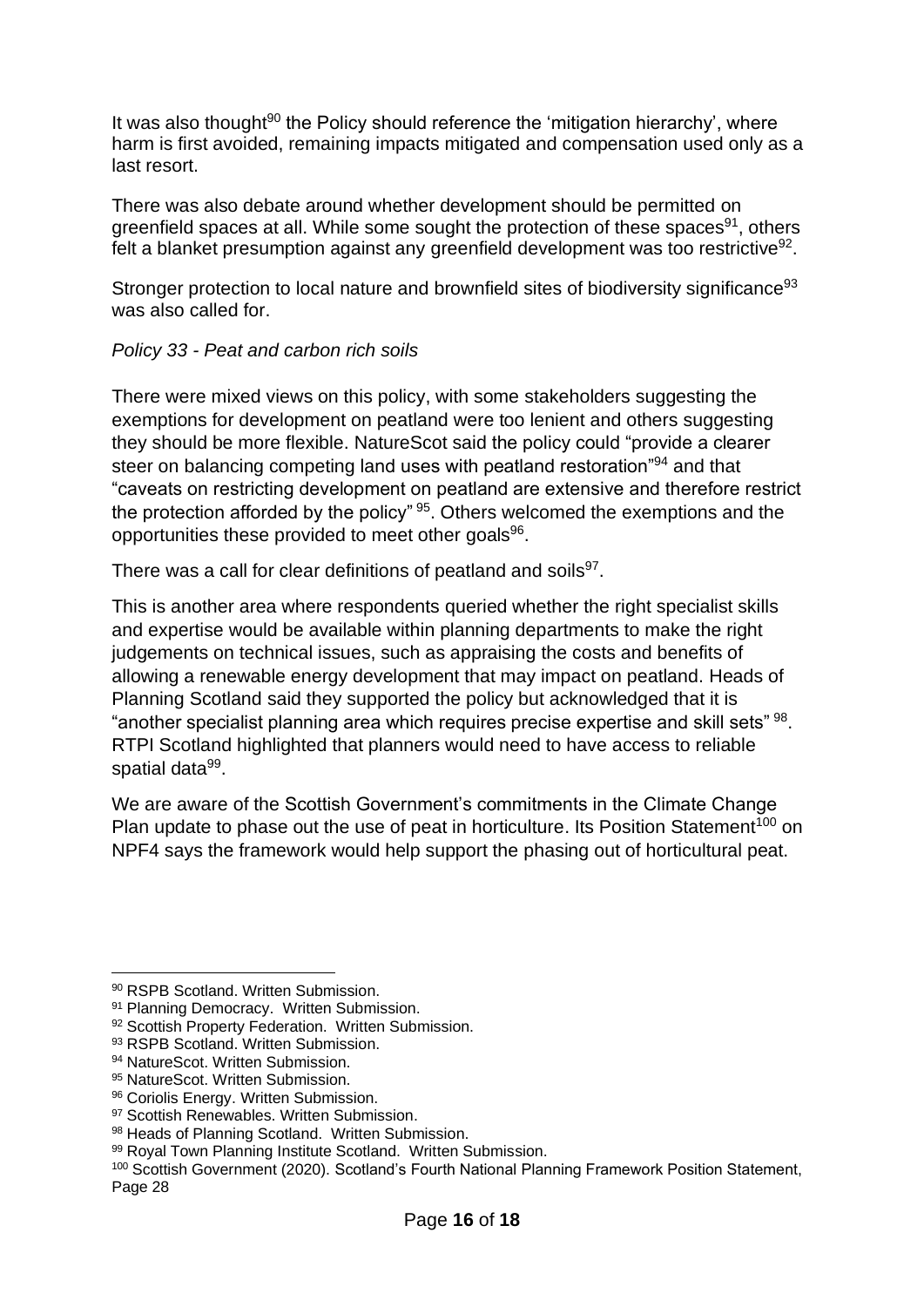It was also thought[90] the Policy should reference the 'mitigation hierarchy', where harm is first avoided, remaining impacts mitigated and compensation used only as a last resort.

There was also debate around whether development should be permitted on greenfield spaces at all. While some sought the protection of these spaces[91], others felt a blanket presumption against any greenfield development was too restrictive[92].

Stronger protection to local nature and brownfield sites of biodiversity significance[93] was also called for.

*Policy 33 - Peat and carbon rich soils*

There were mixed views on this policy, with some stakeholders suggesting the exemptions for development on peatland were too lenient and others suggesting they should be more flexible. NatureScot said the policy could "provide a clearer steer on balancing competing land uses with peatland restoration"[94] and that "caveats on restricting development on peatland are extensive and therefore restrict the protection afforded by the policy"[95]. Others welcomed the exemptions and the opportunities these provided to meet other goals[96].

There was a call for clear definitions of peatland and soils[97].

This is another area where respondents queried whether the right specialist skills and expertise would be available within planning departments to make the right judgements on technical issues, such as appraising the costs and benefits of allowing a renewable energy development that may impact on peatland. Heads of Planning Scotland said they supported the policy but acknowledged that it is "another specialist planning area which requires precise expertise and skill sets"[98]. RTPI Scotland highlighted that planners would need to have access to reliable spatial data[99].

We are aware of the Scottish Government's commitments in the Climate Change Plan update to phase out the use of peat in horticulture. Its Position Statement[100] on NPF4 says the framework would help support the phasing out of horticultural peat.

---

[90] RSPB Scotland. Written Submission.

[91] Planning Democracy. Written Submission.

[92] Scottish Property Federation. Written Submission.

[93] RSPB Scotland. Written Submission.

[94] NatureScot. Written Submission.

[95] NatureScot. Written Submission.

[96] Coriolis Energy. Written Submission.

[97] Scottish Renewables. Written Submission.

[98] Heads of Planning Scotland. Written Submission.

[99] Royal Town Planning Institute Scotland. Written Submission.

[100] Scottish Government (2020). Scotland's Fourth National Planning Framework Position Statement, Page 28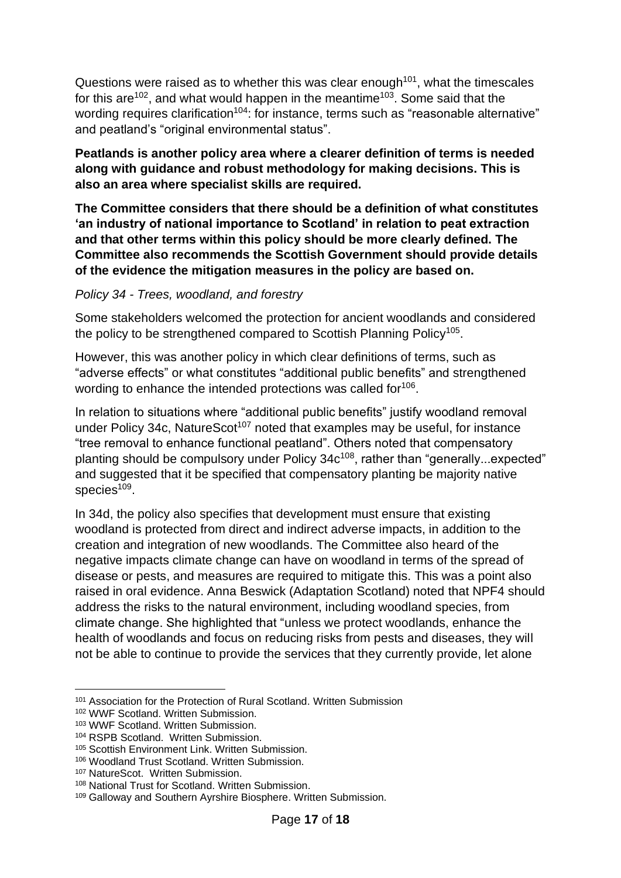Questions were raised as to whether this was clear enough[101], what the timescales for this are[102], and what would happen in the meantime[103]. Some said that the wording requires clarification[104]: for instance, terms such as "reasonable alternative" and peatland's "original environmental status".

**Peatlands is another policy area where a clearer definition of terms is needed along with guidance and robust methodology for making decisions. This is also an area where specialist skills are required.**

**The Committee considers that there should be a definition of what constitutes 'an industry of national importance to Scotland' in relation to peat extraction and that other terms within this policy should be more clearly defined. The Committee also recommends the Scottish Government should provide details of the evidence the mitigation measures in the policy are based on.**

*Policy 34 - Trees, woodland, and forestry*

Some stakeholders welcomed the protection for ancient woodlands and considered the policy to be strengthened compared to Scottish Planning Policy[105].

However, this was another policy in which clear definitions of terms, such as "adverse effects" or what constitutes "additional public benefits" and strengthened wording to enhance the intended protections was called for[106].

In relation to situations where "additional public benefits" justify woodland removal under Policy 34c, NatureScot[107] noted that examples may be useful, for instance "tree removal to enhance functional peatland". Others noted that compensatory planting should be compulsory under Policy 34c[108], rather than "generally...expected" and suggested that it be specified that compensatory planting be majority native species[109].

In 34d, the policy also specifies that development must ensure that existing woodland is protected from direct and indirect adverse impacts, in addition to the creation and integration of new woodlands. The Committee also heard of the negative impacts climate change can have on woodland in terms of the spread of disease or pests, and measures are required to mitigate this. This was a point also raised in oral evidence. Anna Beswick (Adaptation Scotland) noted that NPF4 should address the risks to the natural environment, including woodland species, from climate change. She highlighted that "unless we protect woodlands, enhance the health of woodlands and focus on reducing risks from pests and diseases, they will not be able to continue to provide the services that they currently provide, let alone

---

[101] Association for the Protection of Rural Scotland. Written Submission

[102] WWF Scotland. Written Submission.

[103] WWF Scotland. Written Submission.

[104] RSPB Scotland. Written Submission.

[105] Scottish Environment Link. Written Submission.

[106] Woodland Trust Scotland. Written Submission.

[107] NatureScot. Written Submission.

[108] National Trust for Scotland. Written Submission.

[109] Galloway and Southern Ayrshire Biosphere. Written Submission.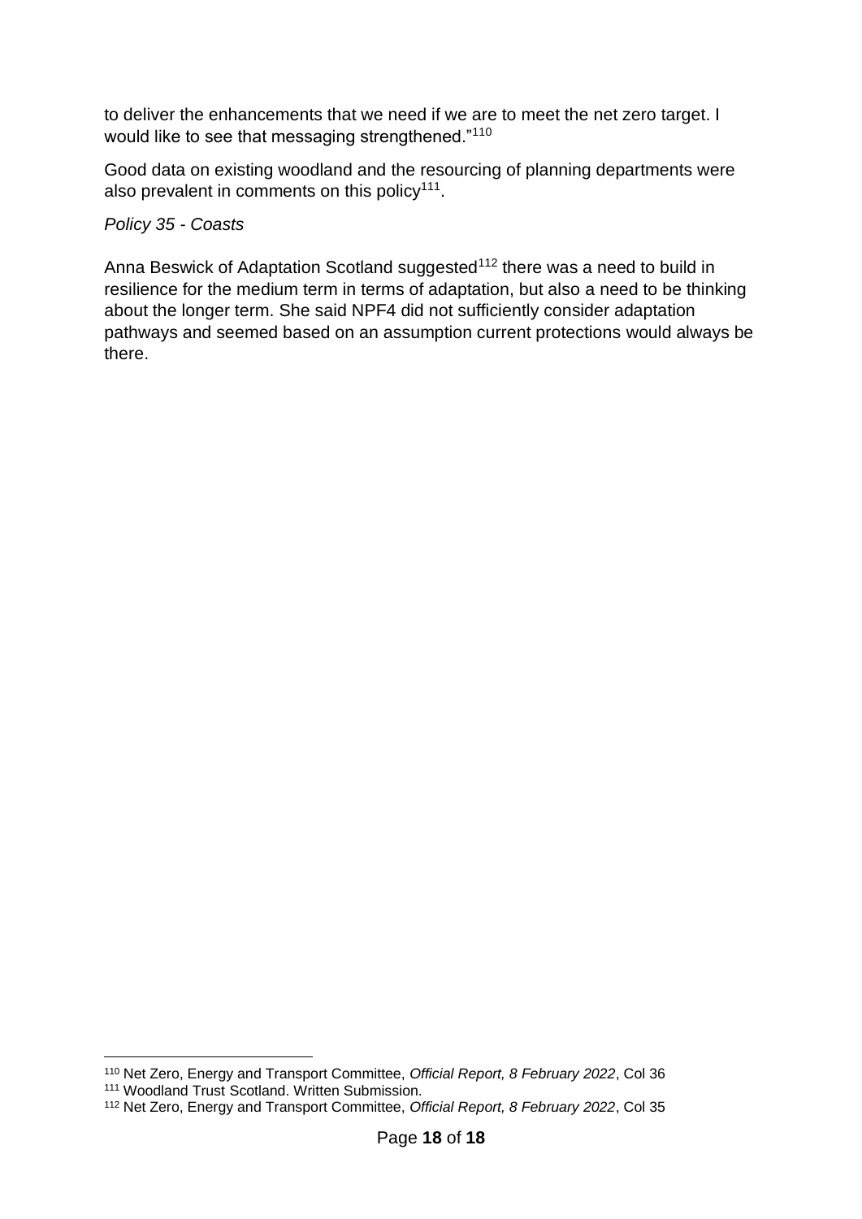to deliver the enhancements that we need if we are to meet the net zero target. I would like to see that messaging strengthened."[110]

Good data on existing woodland and the resourcing of planning departments were also prevalent in comments on this policy[111].

*Policy 35 - Coasts*

Anna Beswick of Adaptation Scotland suggested[112] there was a need to build in resilience for the medium term in terms of adaptation, but also a need to be thinking about the longer term. She said NPF4 did not sufficiently consider adaptation pathways and seemed based on an assumption current protections would always be there.

---

[110] Net Zero, Energy and Transport Committee, *Official Report, 8 February 2022*, Col 36

[111] Woodland Trust Scotland. Written Submission.

[112] Net Zero, Energy and Transport Committee, *Official Report, 8 February 2022*, Col 35